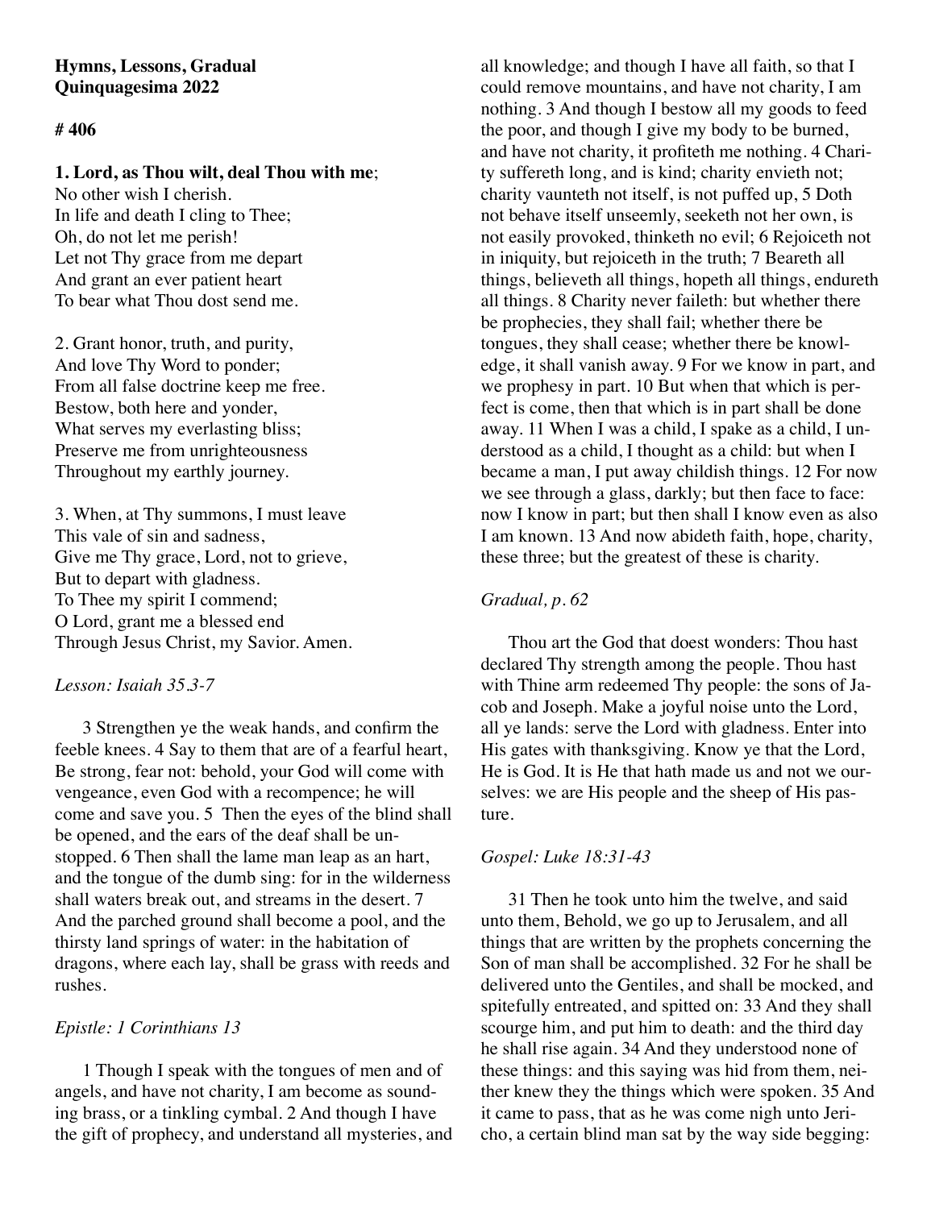**Hymns, Lessons, Gradual**
**Quinquagesima 2022**

**# 406**

**1. Lord, as Thou wilt, deal Thou with me**;
No other wish I cherish.
In life and death I cling to Thee;
Oh, do not let me perish!
Let not Thy grace from me depart
And grant an ever patient heart
To bear what Thou dost send me.

2. Grant honor, truth, and purity,
And love Thy Word to ponder;
From all false doctrine keep me free.
Bestow, both here and yonder,
What serves my everlasting bliss;
Preserve me from unrighteousness
Throughout my earthly journey.

3. When, at Thy summons, I must leave
This vale of sin and sadness,
Give me Thy grace, Lord, not to grieve,
But to depart with gladness.
To Thee my spirit I commend;
O Lord, grant me a blessed end
Through Jesus Christ, my Savior. Amen.

*Lesson: Isaiah 35.3-7*

3 Strengthen ye the weak hands, and confirm the feeble knees. 4 Say to them that are of a fearful heart, Be strong, fear not: behold, your God will come with vengeance, even God with a recompence; he will come and save you. 5 Then the eyes of the blind shall be opened, and the ears of the deaf shall be unstopped. 6 Then shall the lame man leap as an hart, and the tongue of the dumb sing: for in the wilderness shall waters break out, and streams in the desert. 7 And the parched ground shall become a pool, and the thirsty land springs of water: in the habitation of dragons, where each lay, shall be grass with reeds and rushes.

*Epistle: 1 Corinthians 13*

1 Though I speak with the tongues of men and of angels, and have not charity, I am become as sounding brass, or a tinkling cymbal. 2 And though I have the gift of prophecy, and understand all mysteries, and all knowledge; and though I have all faith, so that I could remove mountains, and have not charity, I am nothing. 3 And though I bestow all my goods to feed the poor, and though I give my body to be burned, and have not charity, it profiteth me nothing. 4 Charity suffereth long, and is kind; charity envieth not; charity vaunteth not itself, is not puffed up, 5 Doth not behave itself unseemly, seeketh not her own, is not easily provoked, thinketh no evil; 6 Rejoiceth not in iniquity, but rejoiceth in the truth; 7 Beareth all things, believeth all things, hopeth all things, endureth all things. 8 Charity never faileth: but whether there be prophecies, they shall fail; whether there be tongues, they shall cease; whether there be knowledge, it shall vanish away. 9 For we know in part, and we prophesy in part. 10 But when that which is perfect is come, then that which is in part shall be done away. 11 When I was a child, I spake as a child, I understood as a child, I thought as a child: but when I became a man, I put away childish things. 12 For now we see through a glass, darkly; but then face to face: now I know in part; but then shall I know even as also I am known. 13 And now abideth faith, hope, charity, these three; but the greatest of these is charity.

*Gradual, p. 62*

Thou art the God that doest wonders: Thou hast declared Thy strength among the people. Thou hast with Thine arm redeemed Thy people: the sons of Jacob and Joseph. Make a joyful noise unto the Lord, all ye lands: serve the Lord with gladness. Enter into His gates with thanksgiving. Know ye that the Lord, He is God. It is He that hath made us and not we ourselves: we are His people and the sheep of His pasture.

*Gospel: Luke 18:31-43*

31 Then he took unto him the twelve, and said unto them, Behold, we go up to Jerusalem, and all things that are written by the prophets concerning the Son of man shall be accomplished. 32 For he shall be delivered unto the Gentiles, and shall be mocked, and spitefully entreated, and spitted on: 33 And they shall scourge him, and put him to death: and the third day he shall rise again. 34 And they understood none of these things: and this saying was hid from them, neither knew they the things which were spoken. 35 And it came to pass, that as he was come nigh unto Jericho, a certain blind man sat by the way side begging: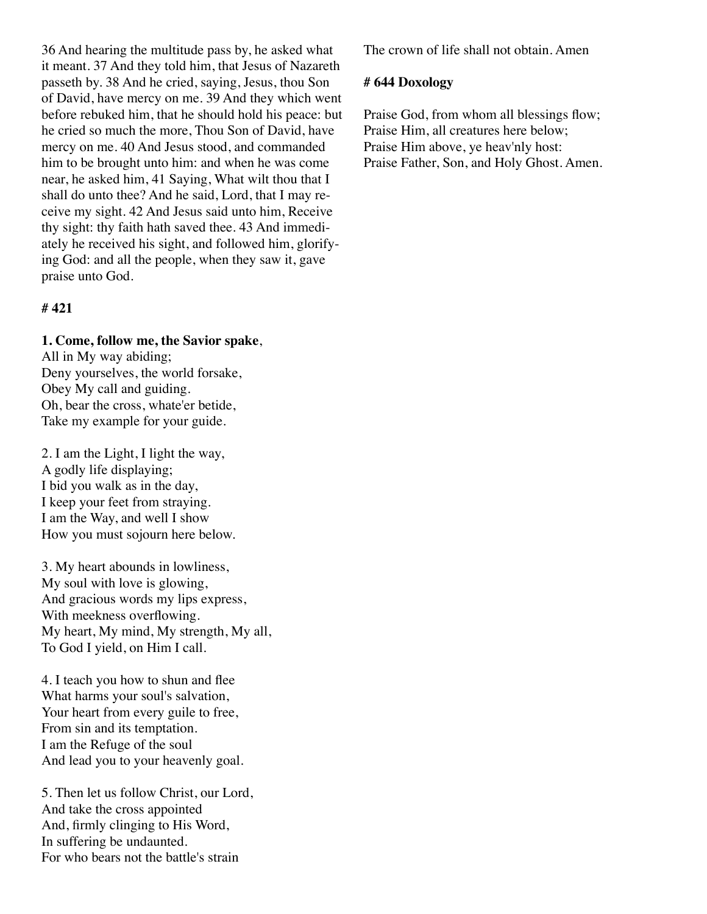36 And hearing the multitude pass by, he asked what it meant. 37 And they told him, that Jesus of Nazareth passeth by. 38 And he cried, saying, Jesus, thou Son of David, have mercy on me. 39 And they which went before rebuked him, that he should hold his peace: but he cried so much the more, Thou Son of David, have mercy on me. 40 And Jesus stood, and commanded him to be brought unto him: and when he was come near, he asked him, 41 Saying, What wilt thou that I shall do unto thee? And he said, Lord, that I may receive my sight. 42 And Jesus said unto him, Receive thy sight: thy faith hath saved thee. 43 And immediately he received his sight, and followed him, glorifying God: and all the people, when they saw it, gave praise unto God.

**# 421**

**1. Come, follow me, the Savior spake**,
All in My way abiding;
Deny yourselves, the world forsake,
Obey My call and guiding.
Oh, bear the cross, whate'er betide,
Take my example for your guide.

2. I am the Light, I light the way,
A godly life displaying;
I bid you walk as in the day,
I keep your feet from straying.
I am the Way, and well I show
How you must sojourn here below.

3. My heart abounds in lowliness,
My soul with love is glowing,
And gracious words my lips express,
With meekness overflowing.
My heart, My mind, My strength, My all,
To God I yield, on Him I call.

4. I teach you how to shun and flee
What harms your soul's salvation,
Your heart from every guile to free,
From sin and its temptation.
I am the Refuge of the soul
And lead you to your heavenly goal.

5. Then let us follow Christ, our Lord,
And take the cross appointed
And, firmly clinging to His Word,
In suffering be undaunted.
For who bears not the battle's strain
The crown of life shall not obtain. Amen

**# 644 Doxology**

Praise God, from whom all blessings flow;
Praise Him, all creatures here below;
Praise Him above, ye heav'nly host:
Praise Father, Son, and Holy Ghost. Amen.